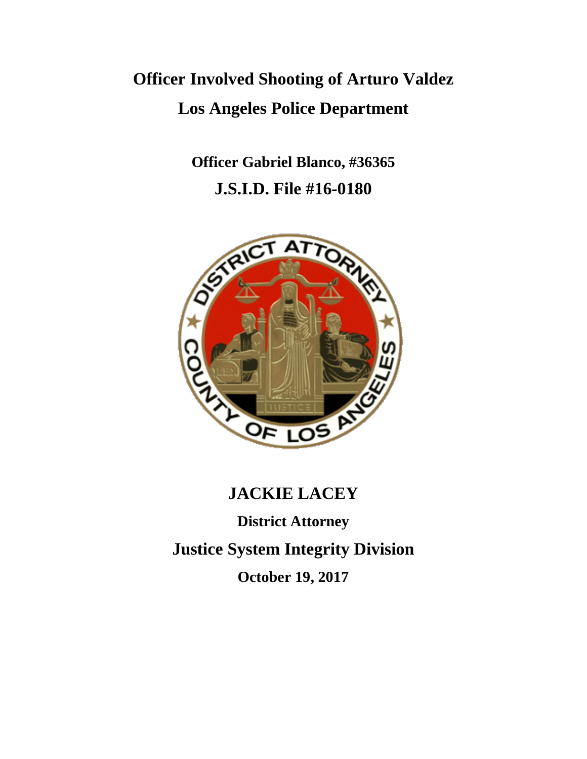# Officer Involved Shooting of Arturo Valdez

# Los Angeles Police Department

## Officer Gabriel Blanco, #36365

## J.S.I.D. File #16-0180

## JACKIE LACEY

### District Attorney

## Justice System Integrity Division

### October 19, 2017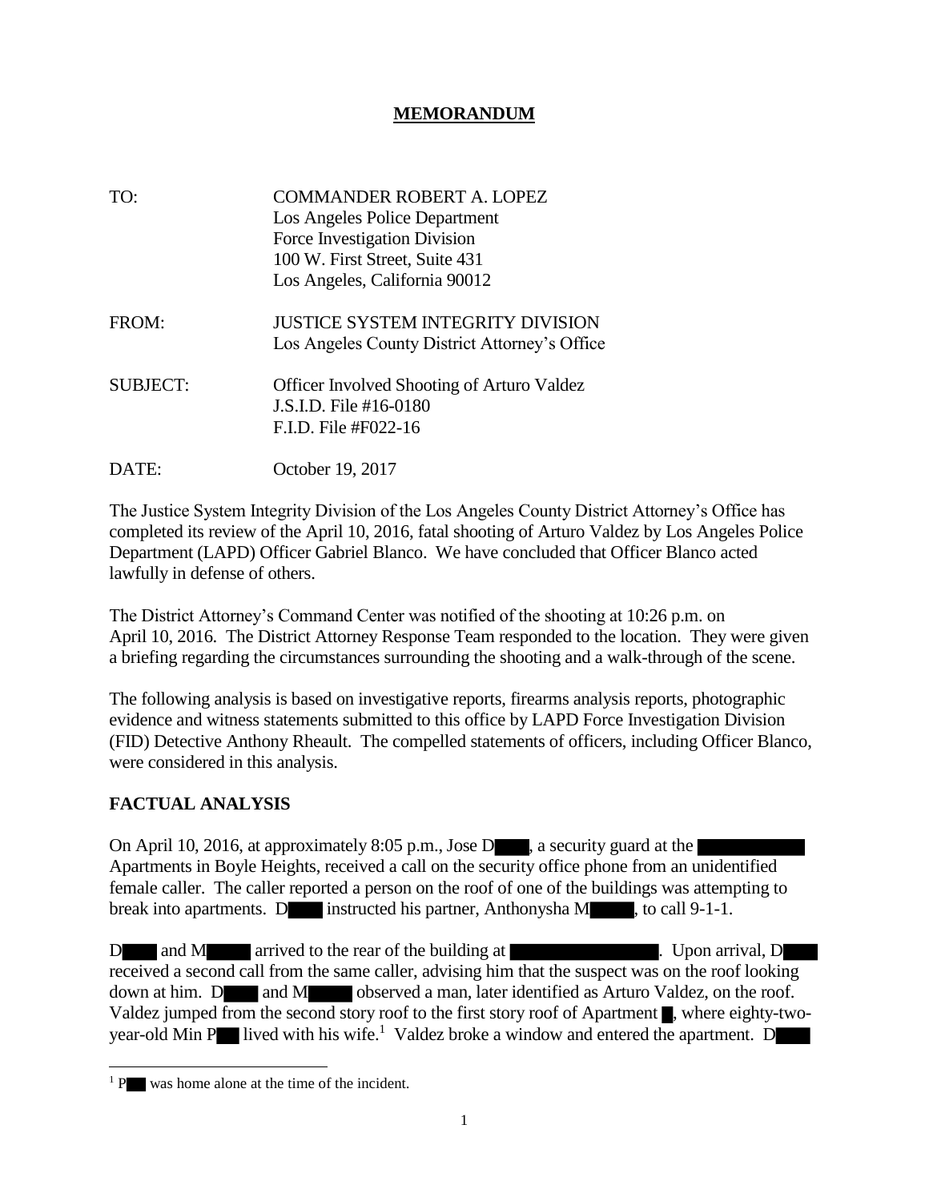# MEMORANDUM

TO: COMMANDER ROBERT A. LOPEZ
Los Angeles Police Department
Force Investigation Division
100 W. First Street, Suite 431
Los Angeles, California 90012

FROM: JUSTICE SYSTEM INTEGRITY DIVISION
Los Angeles County District Attorney's Office

SUBJECT: Officer Involved Shooting of Arturo Valdez
J.S.I.D. File #16-0180
F.I.D. File #F022-16

DATE: October 19, 2017

The Justice System Integrity Division of the Los Angeles County District Attorney's Office has completed its review of the April 10, 2016, fatal shooting of Arturo Valdez by Los Angeles Police Department (LAPD) Officer Gabriel Blanco. We have concluded that Officer Blanco acted lawfully in defense of others.

The District Attorney's Command Center was notified of the shooting at 10:26 p.m. on April 10, 2016. The District Attorney Response Team responded to the location. They were given a briefing regarding the circumstances surrounding the shooting and a walk-through of the scene.

The following analysis is based on investigative reports, firearms analysis reports, photographic evidence and witness statements submitted to this office by LAPD Force Investigation Division (FID) Detective Anthony Rheault. The compelled statements of officers, including Officer Blanco, were considered in this analysis.

## FACTUAL ANALYSIS

On April 10, 2016, at approximately 8:05 p.m., Jose D█████, a security guard at the ████████████ Apartments in Boyle Heights, received a call on the security office phone from an unidentified female caller. The caller reported a person on the roof of one of the buildings was attempting to break into apartments. D█████ instructed his partner, Anthonysha M█████, to call 9-1-1.

D█████ and M█████ arrived to the rear of the building at ████████████████. Upon arrival, D█████ received a second call from the same caller, advising him that the suspect was on the roof looking down at him. D█████ and M█████ observed a man, later identified as Arturo Valdez, on the roof. Valdez jumped from the second story roof to the first story roof of Apartment █, where eighty-two-year-old Min P███ lived with his wife.[1] Valdez broke a window and entered the apartment. D█████

[1] P███ was home alone at the time of the incident.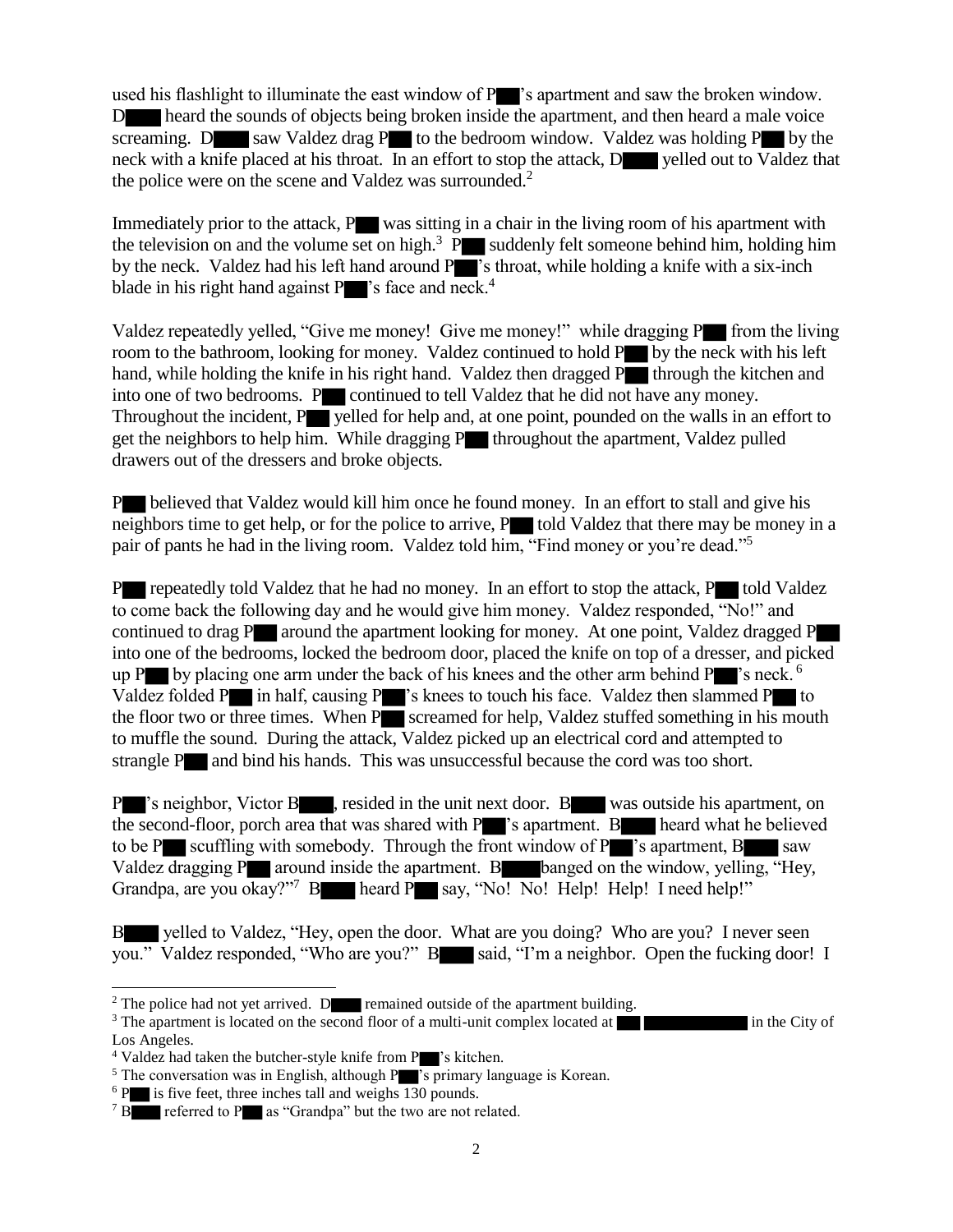used his flashlight to illuminate the east window of P███'s apartment and saw the broken window. D████ heard the sounds of objects being broken inside the apartment, and then heard a male voice screaming. D████ saw Valdez drag P███ to the bedroom window. Valdez was holding P███ by the neck with a knife placed at his throat. In an effort to stop the attack, D████ yelled out to Valdez that the police were on the scene and Valdez was surrounded.[2]

Immediately prior to the attack, P███ was sitting in a chair in the living room of his apartment with the television on and the volume set on high.[3] P███ suddenly felt someone behind him, holding him by the neck. Valdez had his left hand around P███'s throat, while holding a knife with a six-inch blade in his right hand against P███'s face and neck.[4]

Valdez repeatedly yelled, "Give me money! Give me money!" while dragging P███ from the living room to the bathroom, looking for money. Valdez continued to hold P███ by the neck with his left hand, while holding the knife in his right hand. Valdez then dragged P███ through the kitchen and into one of two bedrooms. P███ continued to tell Valdez that he did not have any money. Throughout the incident, P███ yelled for help and, at one point, pounded on the walls in an effort to get the neighbors to help him. While dragging P███ throughout the apartment, Valdez pulled drawers out of the dressers and broke objects.

P███ believed that Valdez would kill him once he found money. In an effort to stall and give his neighbors time to get help, or for the police to arrive, P███ told Valdez that there may be money in a pair of pants he had in the living room. Valdez told him, "Find money or you're dead."[5]

P███ repeatedly told Valdez that he had no money. In an effort to stop the attack, P███ told Valdez to come back the following day and he would give him money. Valdez responded, "No!" and continued to drag P███ around the apartment looking for money. At one point, Valdez dragged P███ into one of the bedrooms, locked the bedroom door, placed the knife on top of a dresser, and picked up P███ by placing one arm under the back of his knees and the other arm behind P███'s neck.[6] Valdez folded P███ in half, causing P███'s knees to touch his face. Valdez then slammed P███ to the floor two or three times. When P███ screamed for help, Valdez stuffed something in his mouth to muffle the sound. During the attack, Valdez picked up an electrical cord and attempted to strangle P███ and bind his hands. This was unsuccessful because the cord was too short.

P███'s neighbor, Victor B████, resided in the unit next door. B████ was outside his apartment, on the second-floor, porch area that was shared with P███'s apartment. B████ heard what he believed to be P███ scuffling with somebody. Through the front window of P███'s apartment, B████ saw Valdez dragging P███ around inside the apartment. B████ banged on the window, yelling, "Hey, Grandpa, are you okay?"[7] B████ heard P███ say, "No! No! Help! Help! I need help!"

B████ yelled to Valdez, "Hey, open the door. What are you doing? Who are you? I never seen you." Valdez responded, "Who are you?" B████ said, "I'm a neighbor. Open the fucking door! I

---

[2] The police had not yet arrived. D████ remained outside of the apartment building.

[3] The apartment is located on the second floor of a multi-unit complex located at ███ ████████████ in the City of Los Angeles.

[4] Valdez had taken the butcher-style knife from P███'s kitchen.

[5] The conversation was in English, although P███'s primary language is Korean.

[6] P███ is five feet, three inches tall and weighs 130 pounds.

[7] B████ referred to P███ as "Grandpa" but the two are not related.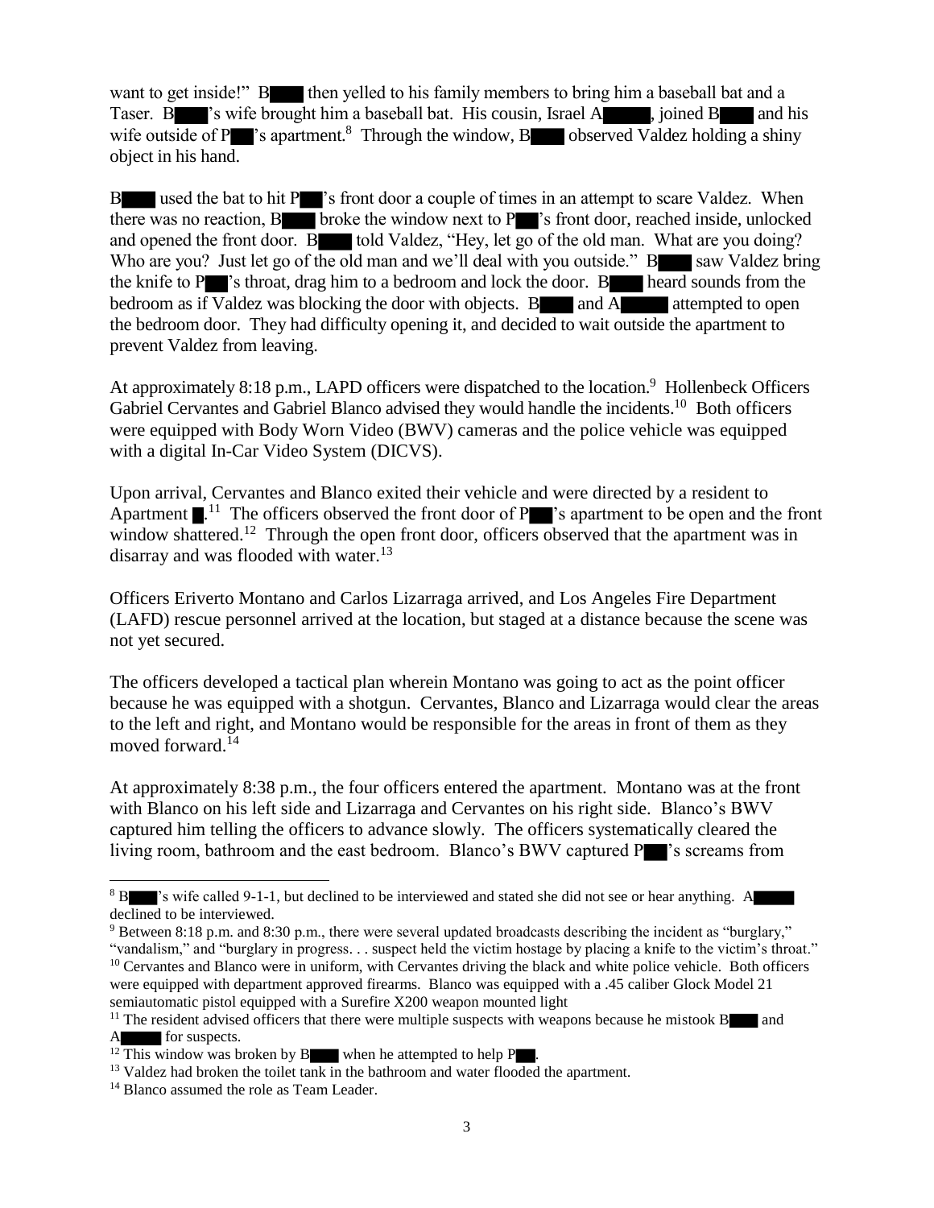want to get inside!" B███ then yelled to his family members to bring him a baseball bat and a Taser. B███'s wife brought him a baseball bat. His cousin, Israel A█████, joined B███ and his wife outside of P██'s apartment.[8] Through the window, B███ observed Valdez holding a shiny object in his hand.

B███ used the bat to hit P██'s front door a couple of times in an attempt to scare Valdez. When there was no reaction, B███ broke the window next to P██'s front door, reached inside, unlocked and opened the front door. B███ told Valdez, "Hey, let go of the old man. What are you doing? Who are you? Just let go of the old man and we'll deal with you outside." B███ saw Valdez bring the knife to P██'s throat, drag him to a bedroom and lock the door. B███ heard sounds from the bedroom as if Valdez was blocking the door with objects. B███ and A█████ attempted to open the bedroom door. They had difficulty opening it, and decided to wait outside the apartment to prevent Valdez from leaving.

At approximately 8:18 p.m., LAPD officers were dispatched to the location.[9] Hollenbeck Officers Gabriel Cervantes and Gabriel Blanco advised they would handle the incidents.[10] Both officers were equipped with Body Worn Video (BWV) cameras and the police vehicle was equipped with a digital In-Car Video System (DICVS).

Upon arrival, Cervantes and Blanco exited their vehicle and were directed by a resident to Apartment █.[11] The officers observed the front door of P██'s apartment to be open and the front window shattered.[12] Through the open front door, officers observed that the apartment was in disarray and was flooded with water.[13]

Officers Eriverto Montano and Carlos Lizarraga arrived, and Los Angeles Fire Department (LAFD) rescue personnel arrived at the location, but staged at a distance because the scene was not yet secured.

The officers developed a tactical plan wherein Montano was going to act as the point officer because he was equipped with a shotgun. Cervantes, Blanco and Lizarraga would clear the areas to the left and right, and Montano would be responsible for the areas in front of them as they moved forward.[14]

At approximately 8:38 p.m., the four officers entered the apartment. Montano was at the front with Blanco on his left side and Lizarraga and Cervantes on his right side. Blanco's BWV captured him telling the officers to advance slowly. The officers systematically cleared the living room, bathroom and the east bedroom. Blanco's BWV captured P██'s screams from

---

[8] B███'s wife called 9-1-1, but declined to be interviewed and stated she did not see or hear anything. A█████ declined to be interviewed.

[9] Between 8:18 p.m. and 8:30 p.m., there were several updated broadcasts describing the incident as "burglary," "vandalism," and "burglary in progress. . . suspect held the victim hostage by placing a knife to the victim's throat."

[10] Cervantes and Blanco were in uniform, with Cervantes driving the black and white police vehicle. Both officers were equipped with department approved firearms. Blanco was equipped with a .45 caliber Glock Model 21 semiautomatic pistol equipped with a Surefire X200 weapon mounted light

[11] The resident advised officers that there were multiple suspects with weapons because he mistook B███ and A█████ for suspects.

[12] This window was broken by B███ when he attempted to help P██.

[13] Valdez had broken the toilet tank in the bathroom and water flooded the apartment.

[14] Blanco assumed the role as Team Leader.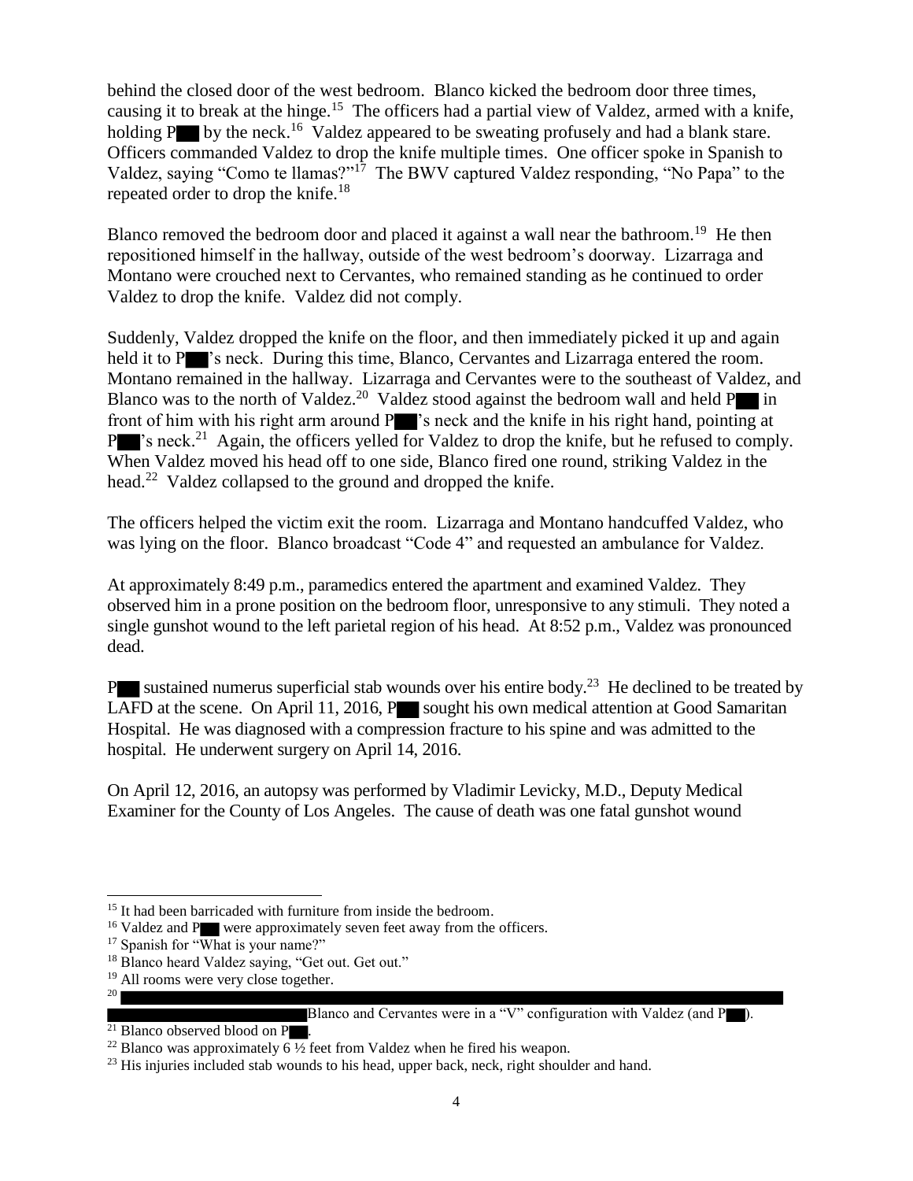behind the closed door of the west bedroom. Blanco kicked the bedroom door three times, causing it to break at the hinge.[15] The officers had a partial view of Valdez, armed with a knife, holding P█ by the neck.[16] Valdez appeared to be sweating profusely and had a blank stare. Officers commanded Valdez to drop the knife multiple times. One officer spoke in Spanish to Valdez, saying "Como te llamas?"[17] The BWV captured Valdez responding, "No Papa" to the repeated order to drop the knife.[18]

Blanco removed the bedroom door and placed it against a wall near the bathroom.[19] He then repositioned himself in the hallway, outside of the west bedroom's doorway. Lizarraga and Montano were crouched next to Cervantes, who remained standing as he continued to order Valdez to drop the knife. Valdez did not comply.

Suddenly, Valdez dropped the knife on the floor, and then immediately picked it up and again held it to P█'s neck. During this time, Blanco, Cervantes and Lizarraga entered the room. Montano remained in the hallway. Lizarraga and Cervantes were to the southeast of Valdez, and Blanco was to the north of Valdez.[20] Valdez stood against the bedroom wall and held P█ in front of him with his right arm around P█'s neck and the knife in his right hand, pointing at P█'s neck.[21] Again, the officers yelled for Valdez to drop the knife, but he refused to comply. When Valdez moved his head off to one side, Blanco fired one round, striking Valdez in the head.[22] Valdez collapsed to the ground and dropped the knife.

The officers helped the victim exit the room. Lizarraga and Montano handcuffed Valdez, who was lying on the floor. Blanco broadcast "Code 4" and requested an ambulance for Valdez.

At approximately 8:49 p.m., paramedics entered the apartment and examined Valdez. They observed him in a prone position on the bedroom floor, unresponsive to any stimuli. They noted a single gunshot wound to the left parietal region of his head. At 8:52 p.m., Valdez was pronounced dead.

P█ sustained numerus superficial stab wounds over his entire body.[23] He declined to be treated by LAFD at the scene. On April 11, 2016, P█ sought his own medical attention at Good Samaritan Hospital. He was diagnosed with a compression fracture to his spine and was admitted to the hospital. He underwent surgery on April 14, 2016.

On April 12, 2016, an autopsy was performed by Vladimir Levicky, M.D., Deputy Medical Examiner for the County of Los Angeles. The cause of death was one fatal gunshot wound

---

[15] It had been barricaded with furniture from inside the bedroom.

[16] Valdez and P█ were approximately seven feet away from the officers.

[17] Spanish for "What is your name?"

[18] Blanco heard Valdez saying, "Get out. Get out."

[19] All rooms were very close together.

[20] █████████████████████████████████ Blanco and Cervantes were in a "V" configuration with Valdez (and P█).

[21] Blanco observed blood on P█.

[22] Blanco was approximately 6 ½ feet from Valdez when he fired his weapon.

[23] His injuries included stab wounds to his head, upper back, neck, right shoulder and hand.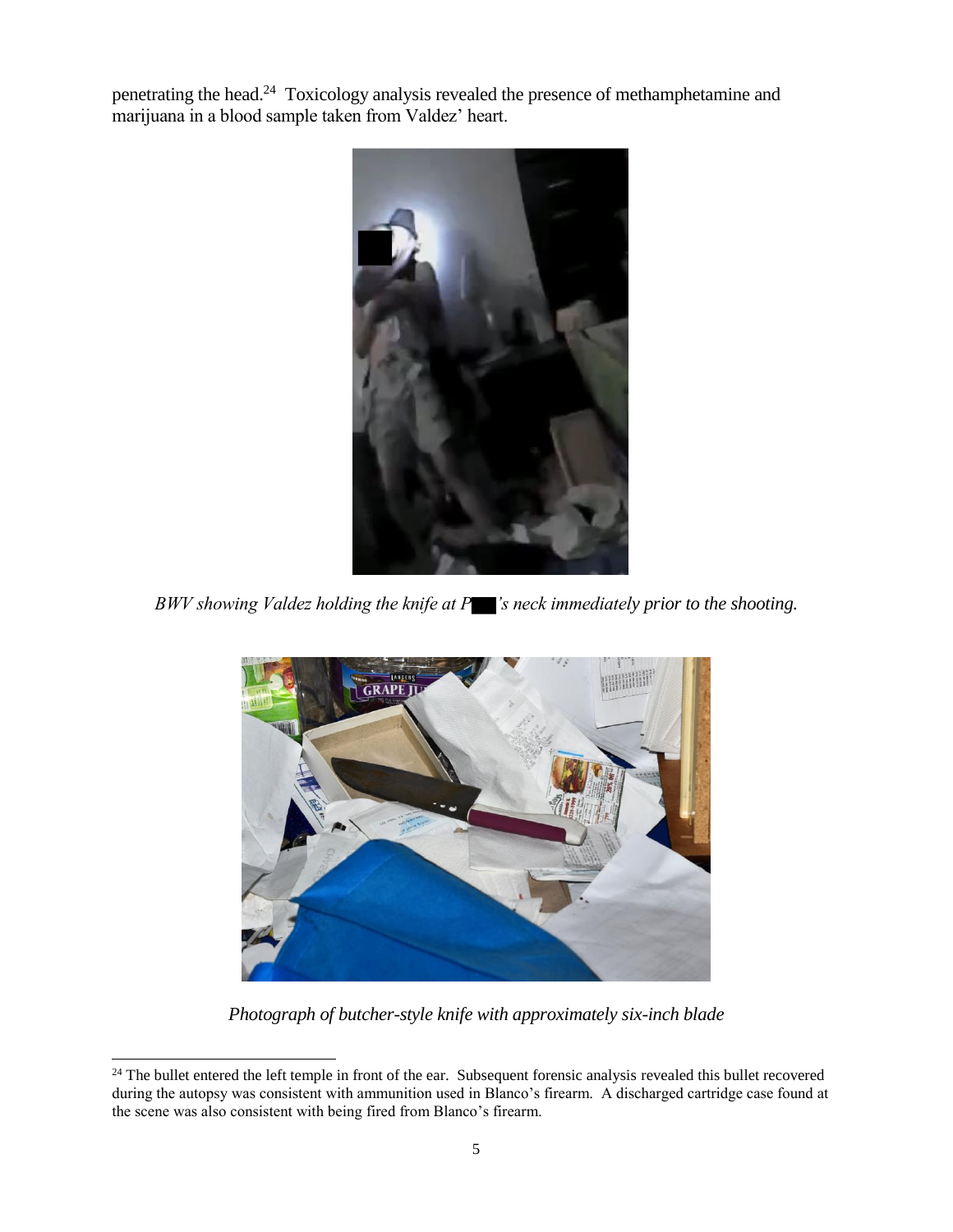penetrating the head.[24] Toxicology analysis revealed the presence of methamphetamine and marijuana in a blood sample taken from Valdez' heart.

*BWV showing Valdez holding the knife at P███'s neck immediately prior to the shooting.*

*Photograph of butcher-style knife with approximately six-inch blade*

[24] The bullet entered the left temple in front of the ear. Subsequent forensic analysis revealed this bullet recovered during the autopsy was consistent with ammunition used in Blanco's firearm. A discharged cartridge case found at the scene was also consistent with being fired from Blanco's firearm.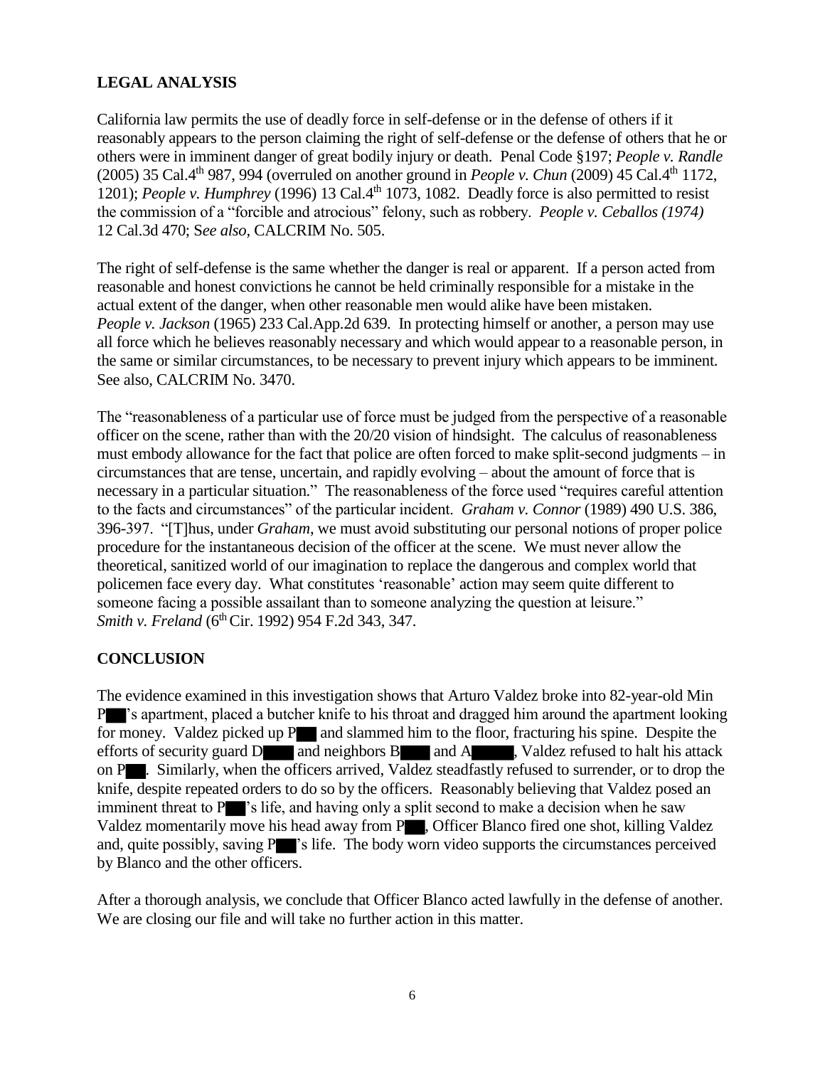## LEGAL ANALYSIS

California law permits the use of deadly force in self-defense or in the defense of others if it reasonably appears to the person claiming the right of self-defense or the defense of others that he or others were in imminent danger of great bodily injury or death. Penal Code §197; *People v. Randle* (2005) 35 Cal.4th 987, 994 (overruled on another ground in *People v. Chun* (2009) 45 Cal.4th 1172, 1201); *People v. Humphrey* (1996) 13 Cal.4th 1073, 1082. Deadly force is also permitted to resist the commission of a "forcible and atrocious" felony, such as robbery. *People v. Ceballos (1974)* 12 Cal.3d 470; S*ee also,* CALCRIM No. 505.

The right of self-defense is the same whether the danger is real or apparent. If a person acted from reasonable and honest convictions he cannot be held criminally responsible for a mistake in the actual extent of the danger, when other reasonable men would alike have been mistaken. *People v. Jackson* (1965) 233 Cal.App.2d 639. In protecting himself or another, a person may use all force which he believes reasonably necessary and which would appear to a reasonable person, in the same or similar circumstances, to be necessary to prevent injury which appears to be imminent. See also, CALCRIM No. 3470.

The "reasonableness of a particular use of force must be judged from the perspective of a reasonable officer on the scene, rather than with the 20/20 vision of hindsight. The calculus of reasonableness must embody allowance for the fact that police are often forced to make split-second judgments – in circumstances that are tense, uncertain, and rapidly evolving – about the amount of force that is necessary in a particular situation." The reasonableness of the force used "requires careful attention to the facts and circumstances" of the particular incident. *Graham v. Connor* (1989) 490 U.S. 386, 396-397. "[T]hus, under *Graham*, we must avoid substituting our personal notions of proper police procedure for the instantaneous decision of the officer at the scene. We must never allow the theoretical, sanitized world of our imagination to replace the dangerous and complex world that policemen face every day. What constitutes 'reasonable' action may seem quite different to someone facing a possible assailant than to someone analyzing the question at leisure." *Smith v. Freland* (6th Cir. 1992) 954 F.2d 343, 347.

## CONCLUSION

The evidence examined in this investigation shows that Arturo Valdez broke into 82-year-old Min P█'s apartment, placed a butcher knife to his throat and dragged him around the apartment looking for money. Valdez picked up P█ and slammed him to the floor, fracturing his spine. Despite the efforts of security guard D█ and neighbors B█ and A█, Valdez refused to halt his attack on P█. Similarly, when the officers arrived, Valdez steadfastly refused to surrender, or to drop the knife, despite repeated orders to do so by the officers. Reasonably believing that Valdez posed an imminent threat to P█'s life, and having only a split second to make a decision when he saw Valdez momentarily move his head away from P█, Officer Blanco fired one shot, killing Valdez and, quite possibly, saving P█'s life. The body worn video supports the circumstances perceived by Blanco and the other officers.

After a thorough analysis, we conclude that Officer Blanco acted lawfully in the defense of another. We are closing our file and will take no further action in this matter.